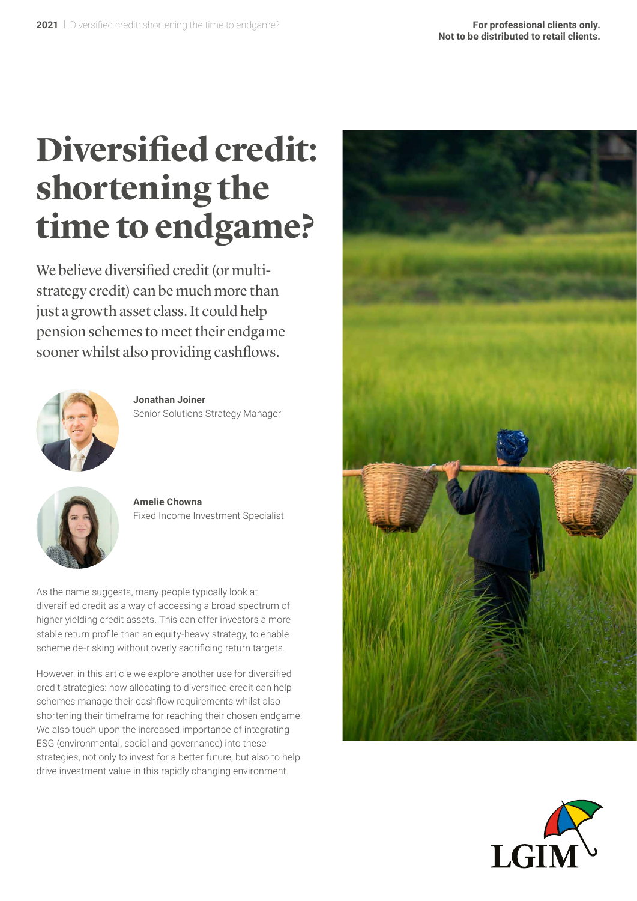For professional clients only.
Not to be distributed to retail clients.

# Diversified credit: shortening the time to endgame?

We believe diversified credit (or multi-strategy credit) can be much more than just a growth asset class. It could help pension schemes to meet their endgame sooner whilst also providing cashflows.

**Jonathan Joiner**
Senior Solutions Strategy Manager

**Amelie Chowna**
Fixed Income Investment Specialist

As the name suggests, many people typically look at diversified credit as a way of accessing a broad spectrum of higher yielding credit assets. This can offer investors a more stable return profile than an equity-heavy strategy, to enable scheme de-risking without overly sacrificing return targets.

However, in this article we explore another use for diversified credit strategies: how allocating to diversified credit can help schemes manage their cashflow requirements whilst also shortening their timeframe for reaching their chosen endgame. We also touch upon the increased importance of integrating ESG (environmental, social and governance) into these strategies, not only to invest for a better future, but also to help drive investment value in this rapidly changing environment.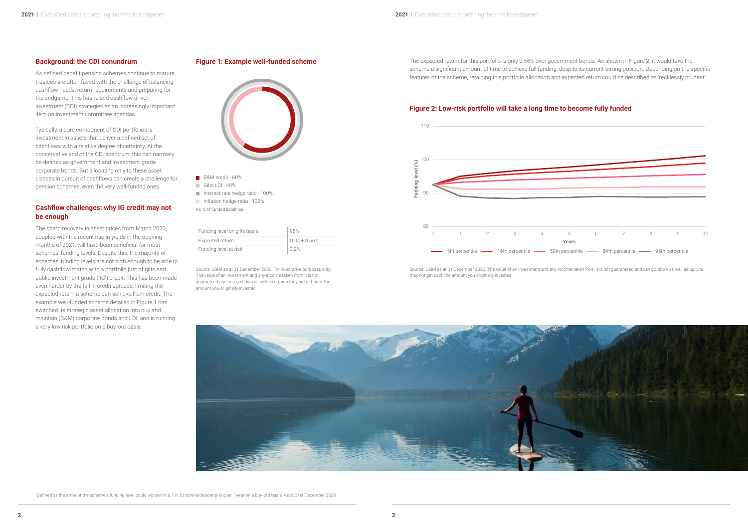## Background: the CDI conundrum

As defined benefit pension schemes continue to mature, trustees are often faced with the challenge of balancing cashflow needs, return requirements and preparing for the endgame. This has raised cashflow driven investment (CDI) strategies as an increasingly important item on investment committee agendas.

Typically, a core component of CDI portfolios is investment in assets that deliver a defined set of cashflows with a relative degree of certainty. At the conservative end of the CDI spectrum, this can narrowly be defined as government and investment grade corporate bonds. But allocating only to these asset classes in pursuit of cashflows can create a challenge for pension schemes, even the very well-funded ones.

## Cashflow challenges: why IG credit may not be enough

The sharp recovery in asset prices from March 2020, coupled with the recent rise in yields in the opening months of 2021, will have been beneficial for most schemes' funding levels. Despite this, the majority of schemes' funding levels are not high enough to be able to fully cashflow-match with a portfolio just of gilts and public investment grade ('IG') credit. This has been made even harder by the fall in credit spreads, limiting the expected return a scheme can achieve from credit. The example well-funded scheme detailed in Figure 1 has switched its strategic asset allocation into buy and maintain (B&M) corporate bonds and LDI, and is running a very low risk portfolio on a buy-out basis.

## Figure 1: Example well-funded scheme

- B&M credit - 60%
- Gilts LDI - 40%
- Interest rate hedge ratio - 100%
- Inflation hedge ratio - 100%

As % of funded liabilities

| | |
|---|---|
| Funding level on gilts basis | 95% |
| Expected return | Gilts + 0.56% |
| Funding level at risk[1] | 3.2% |

Source: LGIM as at 31 December 2020. For illustrative purposes only. The value of an investment and any income taken from it is not guaranteed and can go down as well as up; you may not get back the amount you originally invested.

The expected return for this portfolio is only 0.56% over government bonds. As shown in Figure 2, it would take the scheme a significant amount of time to achieve full funding, despite its current strong position. Depending on the specific features of the scheme, retaining this portfolio allocation and expected return could be described as 'recklessly prudent'.

## Figure 2: Low-risk portfolio will take a long time to become fully funded

Source: LGIM as at 31 December 2020. The value of an investment and any income taken from it is not guaranteed and can go down as well as up; you may not get back the amount you originally invested.

[1]Defined as the amount the scheme's funding level could worsen in a 1 in 20 downside scenario over 1 year on a buy-out basis. As at 31st December 2020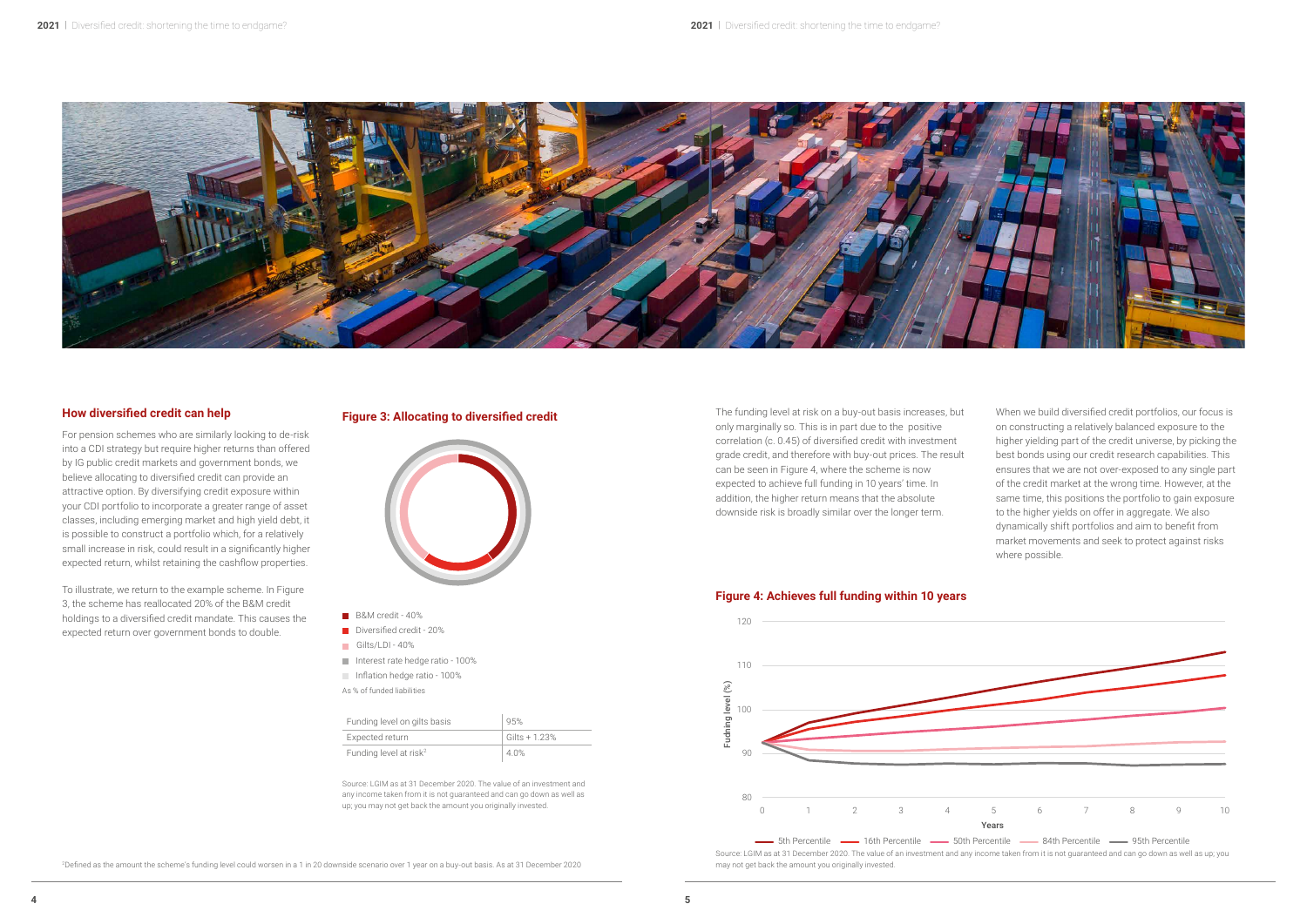## How diversified credit can help

For pension schemes who are similarly looking to de-risk into a CDI strategy but require higher returns than offered by IG public credit markets and government bonds, we believe allocating to diversified credit can provide an attractive option. By diversifying credit exposure within your CDI portfolio to incorporate a greater range of asset classes, including emerging market and high yield debt, it is possible to construct a portfolio which, for a relatively small increase in risk, could result in a significantly higher expected return, whilst retaining the cashflow properties.

To illustrate, we return to the example scheme. In Figure 3, the scheme has reallocated 20% of the B&M credit holdings to a diversified credit mandate. This causes the expected return over government bonds to double.

### Figure 3: Allocating to diversified credit

- B&M credit - 40%
- Diversified credit - 20%
- Gilts/LDI - 40%
- Interest rate hedge ratio - 100%
- Inflation hedge ratio - 100%

As % of funded liabilities

| Funding level on gilts basis | 95% |
|---|---|
| Expected return | Gilts + 1.23% |
| Funding level at risk[2] | 4.0% |

Source: LGIM as at 31 December 2020. The value of an investment and any income taken from it is not guaranteed and can go down as well as up; you may not get back the amount you originally invested.

The funding level at risk on a buy-out basis increases, but only marginally so. This is in part due to the positive correlation (c. 0.45) of diversified credit with investment grade credit, and therefore with buy-out prices. The result can be seen in Figure 4, where the scheme is now expected to achieve full funding in 10 years' time. In addition, the higher return means that the absolute downside risk is broadly similar over the longer term.

When we build diversified credit portfolios, our focus is on constructing a relatively balanced exposure to the higher yielding part of the credit universe, by picking the best bonds using our credit research capabilities. This ensures that we are not over-exposed to any single part of the credit market at the wrong time. However, at the same time, this positions the portfolio to gain exposure to the higher yields on offer in aggregate. We also dynamically shift portfolios and aim to benefit from market movements and seek to protect against risks where possible.

### Figure 4: Achieves full funding within 10 years

Source: LGIM as at 31 December 2020. The value of an investment and any income taken from it is not guaranteed and can go down as well as up; you may not get back the amount you originally invested.

[2] Defined as the amount the scheme's funding level could worsen in a 1 in 20 downside scenario over 1 year on a buy-out basis. As at 31 December 2020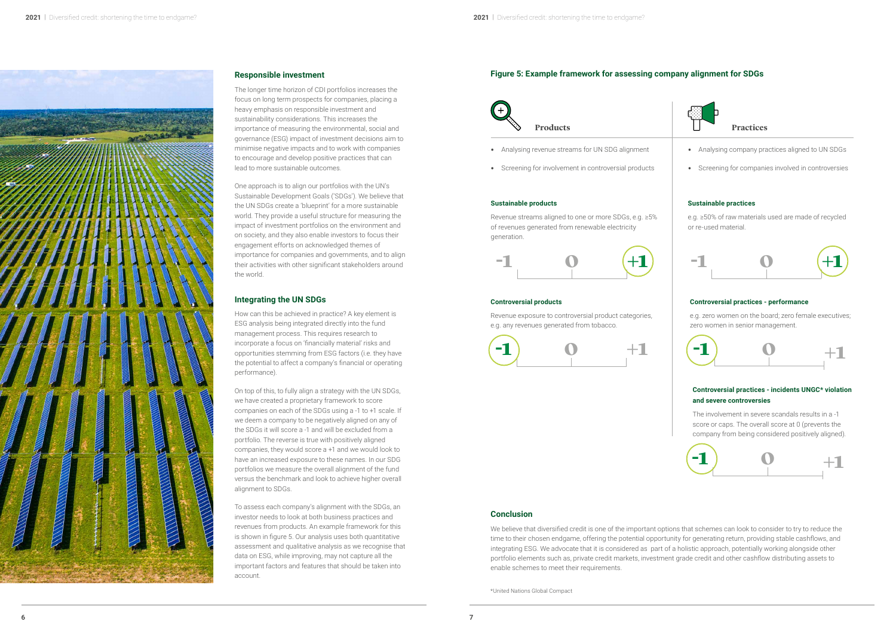## Responsible investment

The longer time horizon of CDI portfolios increases the focus on long term prospects for companies, placing a heavy emphasis on responsible investment and sustainability considerations. This increases the importance of measuring the environmental, social and governance (ESG) impact of investment decisions aim to minimise negative impacts and to work with companies to encourage and develop positive practices that can lead to more sustainable outcomes.

One approach is to align our portfolios with the UN's Sustainable Development Goals ('SDGs'). We believe that the UN SDGs create a 'blueprint' for a more sustainable world. They provide a useful structure for measuring the impact of investment portfolios on the environment and on society, and they also enable investors to focus their engagement efforts on acknowledged themes of importance for companies and governments, and to align their activities with other significant stakeholders around the world.

## Integrating the UN SDGs

How can this be achieved in practice? A key element is ESG analysis being integrated directly into the fund management process. This requires research to incorporate a focus on 'financially material' risks and opportunities stemming from ESG factors (i.e. they have the potential to affect a company's financial or operating performance).

On top of this, to fully align a strategy with the UN SDGs, we have created a proprietary framework to score companies on each of the SDGs using a -1 to +1 scale. If we deem a company to be negatively aligned on any of the SDGs it will score a -1 and will be excluded from a portfolio. The reverse is true with positively aligned companies, they would score a +1 and we would look to have an increased exposure to these names. In our SDG portfolios we measure the overall alignment of the fund versus the benchmark and look to achieve higher overall alignment to SDGs.

To assess each company's alignment with the SDGs, an investor needs to look at both business practices and revenues from products. An example framework for this is shown in figure 5. Our analysis uses both quantitative assessment and qualitative analysis as we recognise that data on ESG, while improving, may not capture all the important factors and features that should be taken into account.

### Figure 5: Example framework for assessing company alignment for SDGs

**Products**

- Analysing revenue streams for UN SDG alignment
- Screening for involvement in controversial products

**Sustainable products**

Revenue streams aligned to one or more SDGs, e.g. ≥5% of revenues generated from renewable electricity generation.

-1 | 0 | **+1**

**Controversial products**

Revenue exposure to controversial product categories, e.g. any revenues generated from tobacco.

**-1** | 0 | +1

**Practices**

- Analysing company practices aligned to UN SDGs
- Screening for companies involved in controversies

**Sustainable practices**

e.g. ≥50% of raw materials used are made of recycled or re-used material.

-1 | 0 | **+1**

**Controversial practices - performance**

e.g. zero women on the board; zero female executives; zero women in senior management.

**-1** | 0 | +1

**Controversial practices - incidents UNGC* violation and severe controversies**

The involvement in severe scandals results in a -1 score or caps. The overall score at 0 (prevents the company from being considered positively aligned).

**-1** | 0 | +1

## Conclusion

We believe that diversified credit is one of the important options that schemes can look to consider to try to reduce the time to their chosen endgame, offering the potential opportunity for generating return, providing stable cashflows, and integrating ESG. We advocate that it is considered as part of a holistic approach, potentially working alongside other portfolio elements such as, private credit markets, investment grade credit and other cashflow distributing assets to enable schemes to meet their requirements.

*United Nations Global Compact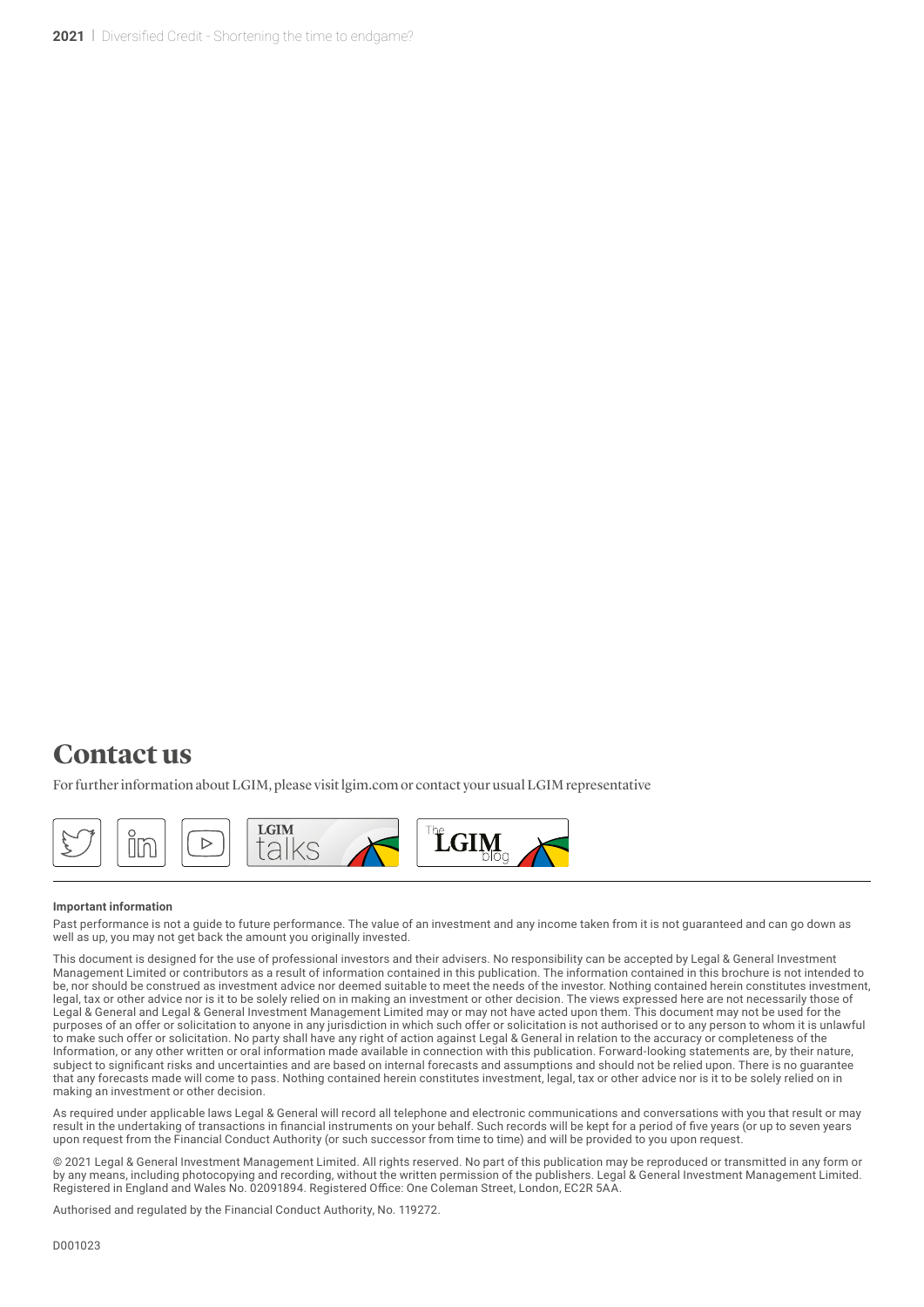# Contact us

For further information about LGIM, please visit lgim.com or contact your usual LGIM representative

**Important information**

Past performance is not a guide to future performance. The value of an investment and any income taken from it is not guaranteed and can go down as well as up, you may not get back the amount you originally invested.

This document is designed for the use of professional investors and their advisers. No responsibility can be accepted by Legal & General Investment Management Limited or contributors as a result of information contained in this publication. The information contained in this brochure is not intended to be, nor should be construed as investment advice nor deemed suitable to meet the needs of the investor. Nothing contained herein constitutes investment, legal, tax or other advice nor is it to be solely relied on in making an investment or other decision. The views expressed here are not necessarily those of Legal & General and Legal & General Investment Management Limited may or may not have acted upon them. This document may not be used for the purposes of an offer or solicitation to anyone in any jurisdiction in which such offer or solicitation is not authorised or to any person to whom it is unlawful to make such offer or solicitation. No party shall have any right of action against Legal & General in relation to the accuracy or completeness of the Information, or any other written or oral information made available in connection with this publication. Forward-looking statements are, by their nature, subject to significant risks and uncertainties and are based on internal forecasts and assumptions and should not be relied upon. There is no guarantee that any forecasts made will come to pass. Nothing contained herein constitutes investment, legal, tax or other advice nor is it to be solely relied on in making an investment or other decision.

As required under applicable laws Legal & General will record all telephone and electronic communications and conversations with you that result or may result in the undertaking of transactions in financial instruments on your behalf. Such records will be kept for a period of five years (or up to seven years upon request from the Financial Conduct Authority (or such successor from time to time) and will be provided to you upon request.

© 2021 Legal & General Investment Management Limited. All rights reserved. No part of this publication may be reproduced or transmitted in any form or by any means, including photocopying and recording, without the written permission of the publishers. Legal & General Investment Management Limited. Registered in England and Wales No. 02091894. Registered Office: One Coleman Street, London, EC2R 5AA.

Authorised and regulated by the Financial Conduct Authority, No. 119272.

D001023